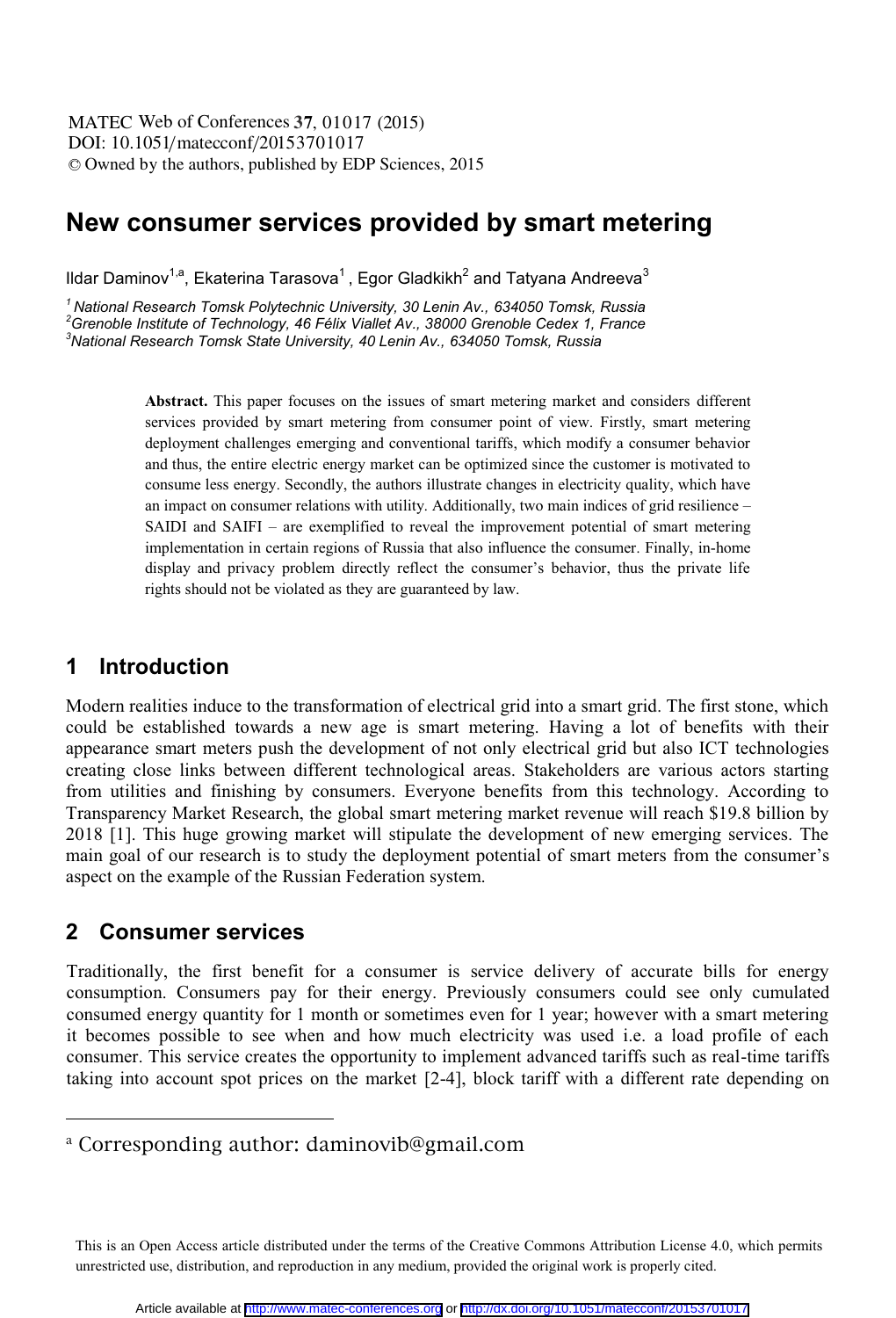# New consumer services provided by smart metering

Ildar Daminov[1,a], Ekaterina Tarasova[1], Egor Gladkikh[2] and Tatyana Andreeva[3]

[1] National Research Tomsk Polytechnic University, 30 Lenin Av., 634050 Tomsk, Russia
[2] Grenoble Institute of Technology, 46 Félix Viallet Av., 38000 Grenoble Cedex 1, France
[3] National Research Tomsk State University, 40 Lenin Av., 634050 Tomsk, Russia

**Abstract.** This paper focuses on the issues of smart metering market and considers different services provided by smart metering from consumer point of view. Firstly, smart metering deployment challenges emerging and conventional tariffs, which modify a consumer behavior and thus, the entire electric energy market can be optimized since the customer is motivated to consume less energy. Secondly, the authors illustrate changes in electricity quality, which have an impact on consumer relations with utility. Additionally, two main indices of grid resilience – SAIDI and SAIFI – are exemplified to reveal the improvement potential of smart metering implementation in certain regions of Russia that also influence the consumer. Finally, in-home display and privacy problem directly reflect the consumer's behavior, thus the private life rights should not be violated as they are guaranteed by law.

## 1 Introduction

Modern realities induce to the transformation of electrical grid into a smart grid. The first stone, which could be established towards a new age is smart metering. Having a lot of benefits with their appearance smart meters push the development of not only electrical grid but also ICT technologies creating close links between different technological areas. Stakeholders are various actors starting from utilities and finishing by consumers. Everyone benefits from this technology. According to Transparency Market Research, the global smart metering market revenue will reach $19.8 billion by 2018 [1]. This huge growing market will stipulate the development of new emerging services. The main goal of our research is to study the deployment potential of smart meters from the consumer's aspect on the example of the Russian Federation system.

## 2 Consumer services

Traditionally, the first benefit for a consumer is service delivery of accurate bills for energy consumption. Consumers pay for their energy. Previously consumers could see only cumulated consumed energy quantity for 1 month or sometimes even for 1 year; however with a smart metering it becomes possible to see when and how much electricity was used i.e. a load profile of each consumer. This service creates the opportunity to implement advanced tariffs such as real-time tariffs taking into account spot prices on the market [2-4], block tariff with a different rate depending on

[a] Corresponding author: daminovib@gmail.com

This is an Open Access article distributed under the terms of the Creative Commons Attribution License 4.0, which permits unrestricted use, distribution, and reproduction in any medium, provided the original work is properly cited.

Article available at http://www.matec-conferences.org or http://dx.doi.org/10.1051/matecconf/20153701017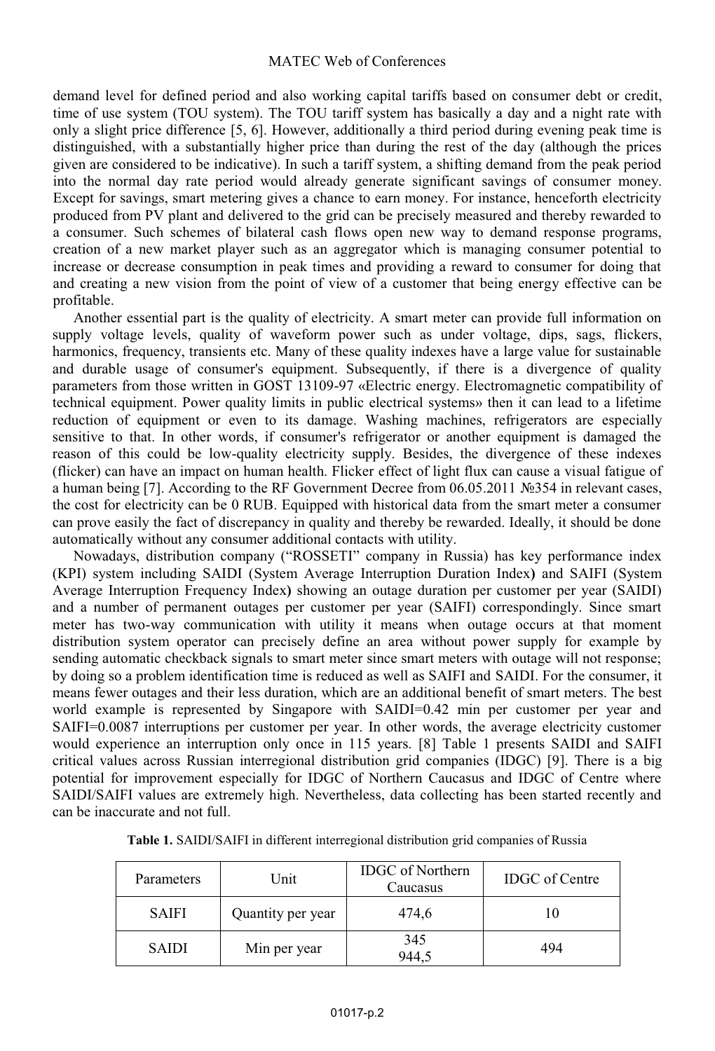demand level for defined period and also working capital tariffs based on consumer debt or credit, time of use system (TOU system). The TOU tariff system has basically a day and a night rate with only a slight price difference [5, 6]. However, additionally a third period during evening peak time is distinguished, with a substantially higher price than during the rest of the day (although the prices given are considered to be indicative). In such a tariff system, a shifting demand from the peak period into the normal day rate period would already generate significant savings of consumer money. Except for savings, smart metering gives a chance to earn money. For instance, henceforth electricity produced from PV plant and delivered to the grid can be precisely measured and thereby rewarded to a consumer. Such schemes of bilateral cash flows open new way to demand response programs, creation of a new market player such as an aggregator which is managing consumer potential to increase or decrease consumption in peak times and providing a reward to consumer for doing that and creating a new vision from the point of view of a customer that being energy effective can be profitable.

Another essential part is the quality of electricity. A smart meter can provide full information on supply voltage levels, quality of waveform power such as under voltage, dips, sags, flickers, harmonics, frequency, transients etc. Many of these quality indexes have a large value for sustainable and durable usage of consumer's equipment. Subsequently, if there is a divergence of quality parameters from those written in GOST 13109-97 «Electric energy. Electromagnetic compatibility of technical equipment. Power quality limits in public electrical systems» then it can lead to a lifetime reduction of equipment or even to its damage. Washing machines, refrigerators are especially sensitive to that. In other words, if consumer's refrigerator or another equipment is damaged the reason of this could be low-quality electricity supply. Besides, the divergence of these indexes (flicker) can have an impact on human health. Flicker effect of light flux can cause a visual fatigue of a human being [7]. According to the RF Government Decree from 06.05.2011 №354 in relevant cases, the cost for electricity can be 0 RUB. Equipped with historical data from the smart meter a consumer can prove easily the fact of discrepancy in quality and thereby be rewarded. Ideally, it should be done automatically without any consumer additional contacts with utility.

Nowadays, distribution company ("ROSSETI" company in Russia) has key performance index (KPI) system including SAIDI (System Average Interruption Duration Index**)** and SAIFI (System Average Interruption Frequency Index**)** showing an outage duration per customer per year (SAIDI) and a number of permanent outages per customer per year (SAIFI) correspondingly. Since smart meter has two-way communication with utility it means when outage occurs at that moment distribution system operator can precisely define an area without power supply for example by sending automatic checkback signals to smart meter since smart meters with outage will not response; by doing so a problem identification time is reduced as well as SAIFI and SAIDI. For the consumer, it means fewer outages and their less duration, which are an additional benefit of smart meters. The best world example is represented by Singapore with SAIDI=0.42 min per customer per year and SAIFI=0.0087 interruptions per customer per year. In other words, the average electricity customer would experience an interruption only once in 115 years. [8] Table 1 presents SAIDI and SAIFI critical values across Russian interregional distribution grid companies (IDGC) [9]. There is a big potential for improvement especially for IDGC of Northern Caucasus and IDGC of Centre where SAIDI/SAIFI values are extremely high. Nevertheless, data collecting has been started recently and can be inaccurate and not full.

**Table 1.** SAIDI/SAIFI in different interregional distribution grid companies of Russia

| Parameters | Unit | IDGC of Northern Caucasus | IDGC of Centre |
|---|---|---|---|
| SAIFI | Quantity per year | 474,6 | 10 |
| SAIDI | Min per year | 345 944,5 | 494 |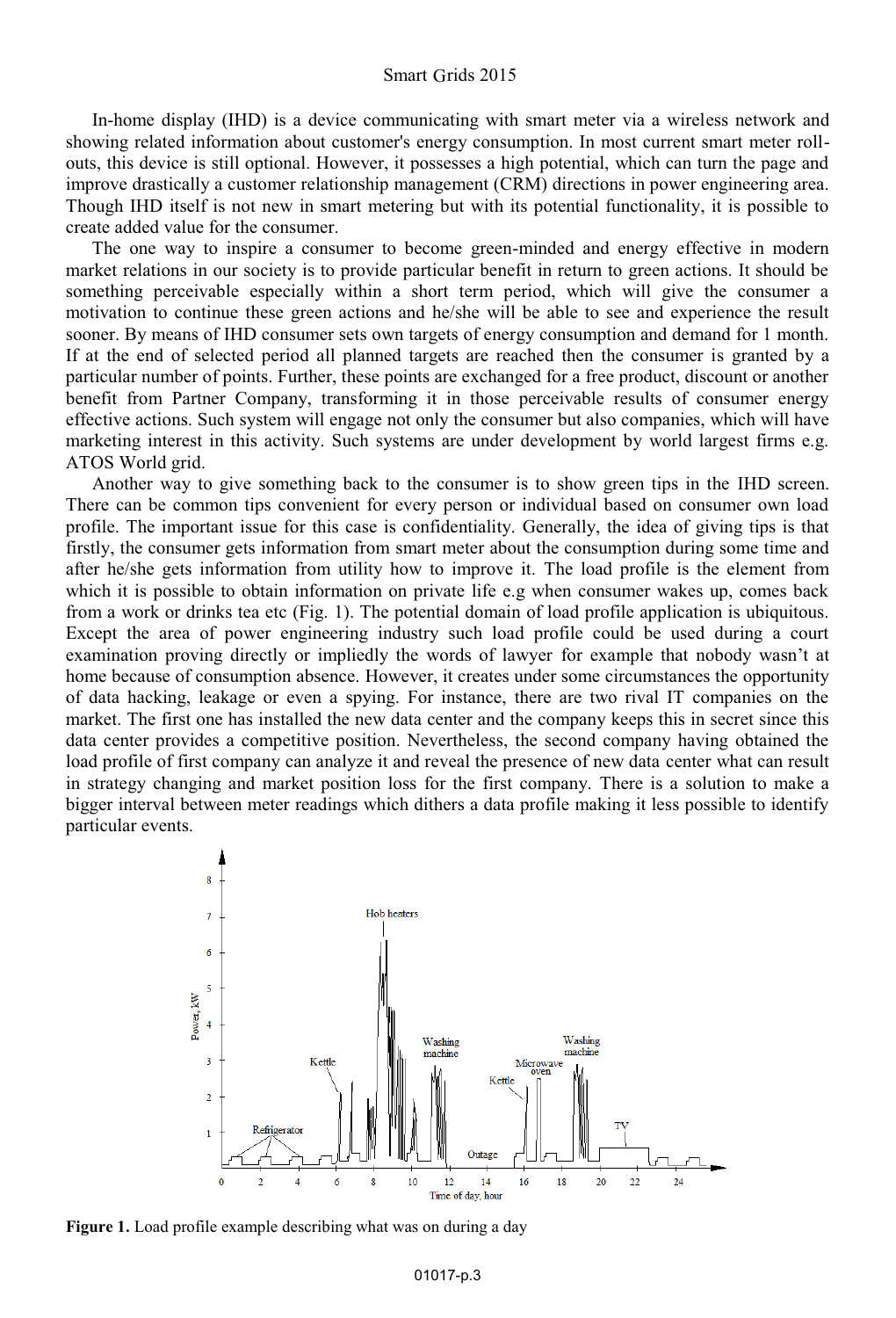In-home display (IHD) is a device communicating with smart meter via a wireless network and showing related information about customer's energy consumption. In most current smart meter roll-outs, this device is still optional. However, it possesses a high potential, which can turn the page and improve drastically a customer relationship management (CRM) directions in power engineering area. Though IHD itself is not new in smart metering but with its potential functionality, it is possible to create added value for the consumer.

The one way to inspire a consumer to become green-minded and energy effective in modern market relations in our society is to provide particular benefit in return to green actions. It should be something perceivable especially within a short term period, which will give the consumer a motivation to continue these green actions and he/she will be able to see and experience the result sooner. By means of IHD consumer sets own targets of energy consumption and demand for 1 month. If at the end of selected period all planned targets are reached then the consumer is granted by a particular number of points. Further, these points are exchanged for a free product, discount or another benefit from Partner Company, transforming it in those perceivable results of consumer energy effective actions. Such system will engage not only the consumer but also companies, which will have marketing interest in this activity. Such systems are under development by world largest firms e.g. ATOS World grid.

Another way to give something back to the consumer is to show green tips in the IHD screen. There can be common tips convenient for every person or individual based on consumer own load profile. The important issue for this case is confidentiality. Generally, the idea of giving tips is that firstly, the consumer gets information from smart meter about the consumption during some time and after he/she gets information from utility how to improve it. The load profile is the element from which it is possible to obtain information on private life e.g when consumer wakes up, comes back from a work or drinks tea etc (Fig. 1). The potential domain of load profile application is ubiquitous. Except the area of power engineering industry such load profile could be used during a court examination proving directly or impliedly the words of lawyer for example that nobody wasn't at home because of consumption absence. However, it creates under some circumstances the opportunity of data hacking, leakage or even a spying. For instance, there are two rival IT companies on the market. The first one has installed the new data center and the company keeps this in secret since this data center provides a competitive position. Nevertheless, the second company having obtained the load profile of first company can analyze it and reveal the presence of new data center what can result in strategy changing and market position loss for the first company. There is a solution to make a bigger interval between meter readings which dithers a data profile making it less possible to identify particular events.

**Figure 1.** Load profile example describing what was on during a day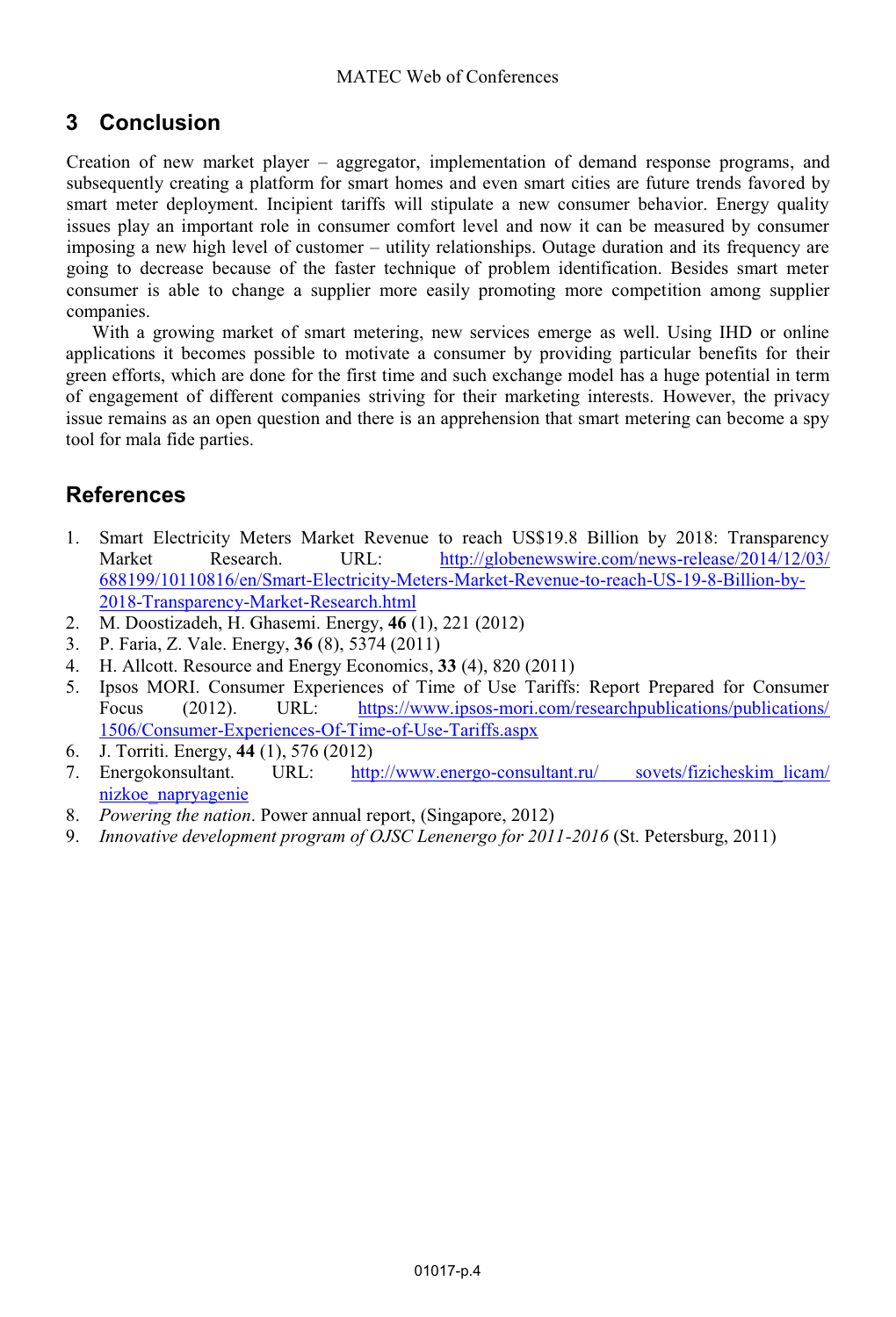## 3 Conclusion

Creation of new market player – aggregator, implementation of demand response programs, and subsequently creating a platform for smart homes and even smart cities are future trends favored by smart meter deployment. Incipient tariffs will stipulate a new consumer behavior. Energy quality issues play an important role in consumer comfort level and now it can be measured by consumer imposing a new high level of customer – utility relationships. Outage duration and its frequency are going to decrease because of the faster technique of problem identification. Besides smart meter consumer is able to change a supplier more easily promoting more competition among supplier companies.

With a growing market of smart metering, new services emerge as well. Using IHD or online applications it becomes possible to motivate a consumer by providing particular benefits for their green efforts, which are done for the first time and such exchange model has a huge potential in term of engagement of different companies striving for their marketing interests. However, the privacy issue remains as an open question and there is an apprehension that smart metering can become a spy tool for mala fide parties.

## References

1. Smart Electricity Meters Market Revenue to reach US$19.8 Billion by 2018: Transparency Market Research. URL: http://globenewswire.com/news-release/2014/12/03/688199/10110816/en/Smart-Electricity-Meters-Market-Revenue-to-reach-US-19-8-Billion-by-2018-Transparency-Market-Research.html
2. M. Doostizadeh, H. Ghasemi. Energy, **46** (1), 221 (2012)
3. P. Faria, Z. Vale. Energy, **36** (8), 5374 (2011)
4. H. Allcott. Resource and Energy Economics, **33** (4), 820 (2011)
5. Ipsos MORI. Consumer Experiences of Time of Use Tariffs: Report Prepared for Consumer Focus (2012). URL: https://www.ipsos-mori.com/researchpublications/publications/1506/Consumer-Experiences-Of-Time-of-Use-Tariffs.aspx
6. J. Torriti. Energy, **44** (1), 576 (2012)
7. Energokonsultant. URL: http://www.energo-consultant.ru/ sovets/fizicheskim_licam/nizkoe_napryagenie
8. *Powering the nation*. Power annual report, (Singapore, 2012)
9. *Innovative development program of OJSC Lenenergo for 2011-2016* (St. Petersburg, 2011)